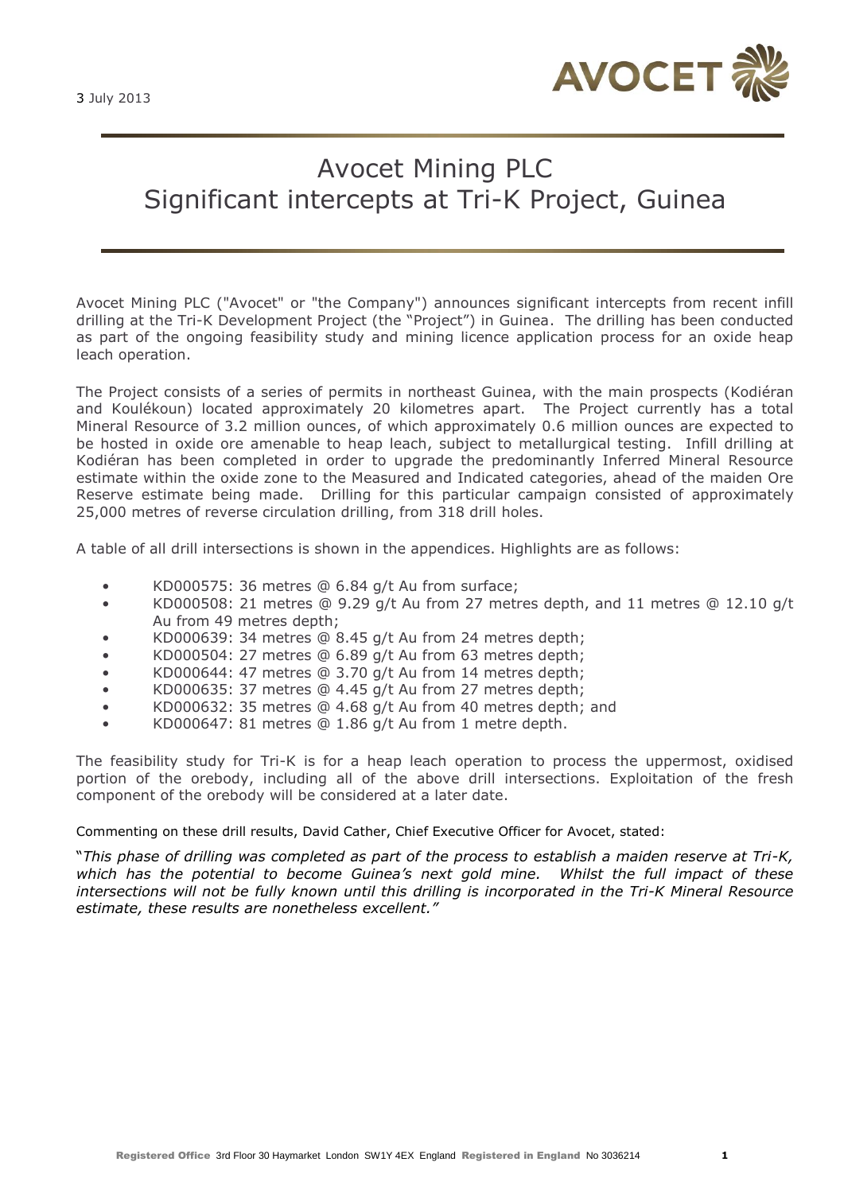3 July 2013

# Avocet Mining PLC
# Significant intercepts at Tri-K Project, Guinea

Avocet Mining PLC ("Avocet" or "the Company") announces significant intercepts from recent infill drilling at the Tri-K Development Project (the "Project") in Guinea. The drilling has been conducted as part of the ongoing feasibility study and mining licence application process for an oxide heap leach operation.

The Project consists of a series of permits in northeast Guinea, with the main prospects (Kodiéran and Koulékoun) located approximately 20 kilometres apart. The Project currently has a total Mineral Resource of 3.2 million ounces, of which approximately 0.6 million ounces are expected to be hosted in oxide ore amenable to heap leach, subject to metallurgical testing. Infill drilling at Kodiéran has been completed in order to upgrade the predominantly Inferred Mineral Resource estimate within the oxide zone to the Measured and Indicated categories, ahead of the maiden Ore Reserve estimate being made. Drilling for this particular campaign consisted of approximately 25,000 metres of reverse circulation drilling, from 318 drill holes.

A table of all drill intersections is shown in the appendices. Highlights are as follows:

- KD000575: 36 metres @ 6.84 g/t Au from surface;
- KD000508: 21 metres @ 9.29 g/t Au from 27 metres depth, and 11 metres @ 12.10 g/t Au from 49 metres depth;
- KD000639: 34 metres @ 8.45 g/t Au from 24 metres depth;
- KD000504: 27 metres @ 6.89 g/t Au from 63 metres depth;
- KD000644: 47 metres @ 3.70 g/t Au from 14 metres depth;
- KD000635: 37 metres @ 4.45 g/t Au from 27 metres depth;
- KD000632: 35 metres @ 4.68 g/t Au from 40 metres depth; and
- KD000647: 81 metres @ 1.86 g/t Au from 1 metre depth.

The feasibility study for Tri-K is for a heap leach operation to process the uppermost, oxidised portion of the orebody, including all of the above drill intersections. Exploitation of the fresh component of the orebody will be considered at a later date.

Commenting on these drill results, David Cather, Chief Executive Officer for Avocet, stated:

"*This phase of drilling was completed as part of the process to establish a maiden reserve at Tri-K, which has the potential to become Guinea's next gold mine. Whilst the full impact of these intersections will not be fully known until this drilling is incorporated in the Tri-K Mineral Resource estimate, these results are nonetheless excellent.*"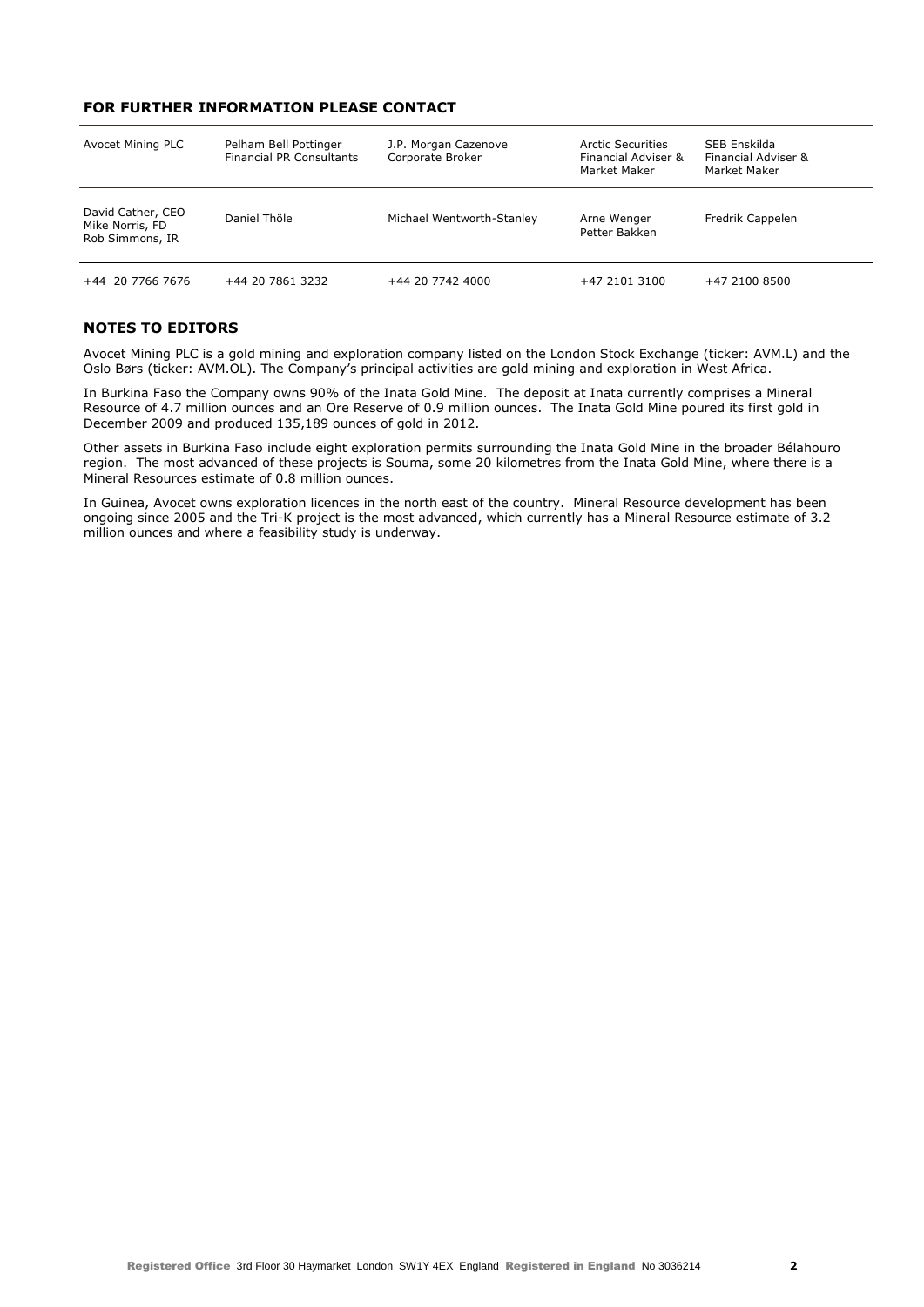## FOR FURTHER INFORMATION PLEASE CONTACT

| Avocet Mining PLC | Pelham Bell Pottinger Financial PR Consultants | J.P. Morgan Cazenove Corporate Broker | Arctic Securities Financial Adviser & Market Maker | SEB Enskilda Financial Adviser & Market Maker |
|---|---|---|---|---|
| David Cather, CEO<br>Mike Norris, FD<br>Rob Simmons, IR | Daniel Thöle | Michael Wentworth-Stanley | Arne Wenger<br>Petter Bakken | Fredrik Cappelen |
| +44 20 7766 7676 | +44 20 7861 3232 | +44 20 7742 4000 | +47 2101 3100 | +47 2100 8500 |

## NOTES TO EDITORS

Avocet Mining PLC is a gold mining and exploration company listed on the London Stock Exchange (ticker: AVM.L) and the Oslo Børs (ticker: AVM.OL). The Company's principal activities are gold mining and exploration in West Africa.

In Burkina Faso the Company owns 90% of the Inata Gold Mine. The deposit at Inata currently comprises a Mineral Resource of 4.7 million ounces and an Ore Reserve of 0.9 million ounces. The Inata Gold Mine poured its first gold in December 2009 and produced 135,189 ounces of gold in 2012.

Other assets in Burkina Faso include eight exploration permits surrounding the Inata Gold Mine in the broader Bélahouro region. The most advanced of these projects is Souma, some 20 kilometres from the Inata Gold Mine, where there is a Mineral Resources estimate of 0.8 million ounces.

In Guinea, Avocet owns exploration licences in the north east of the country. Mineral Resource development has been ongoing since 2005 and the Tri-K project is the most advanced, which currently has a Mineral Resource estimate of 3.2 million ounces and where a feasibility study is underway.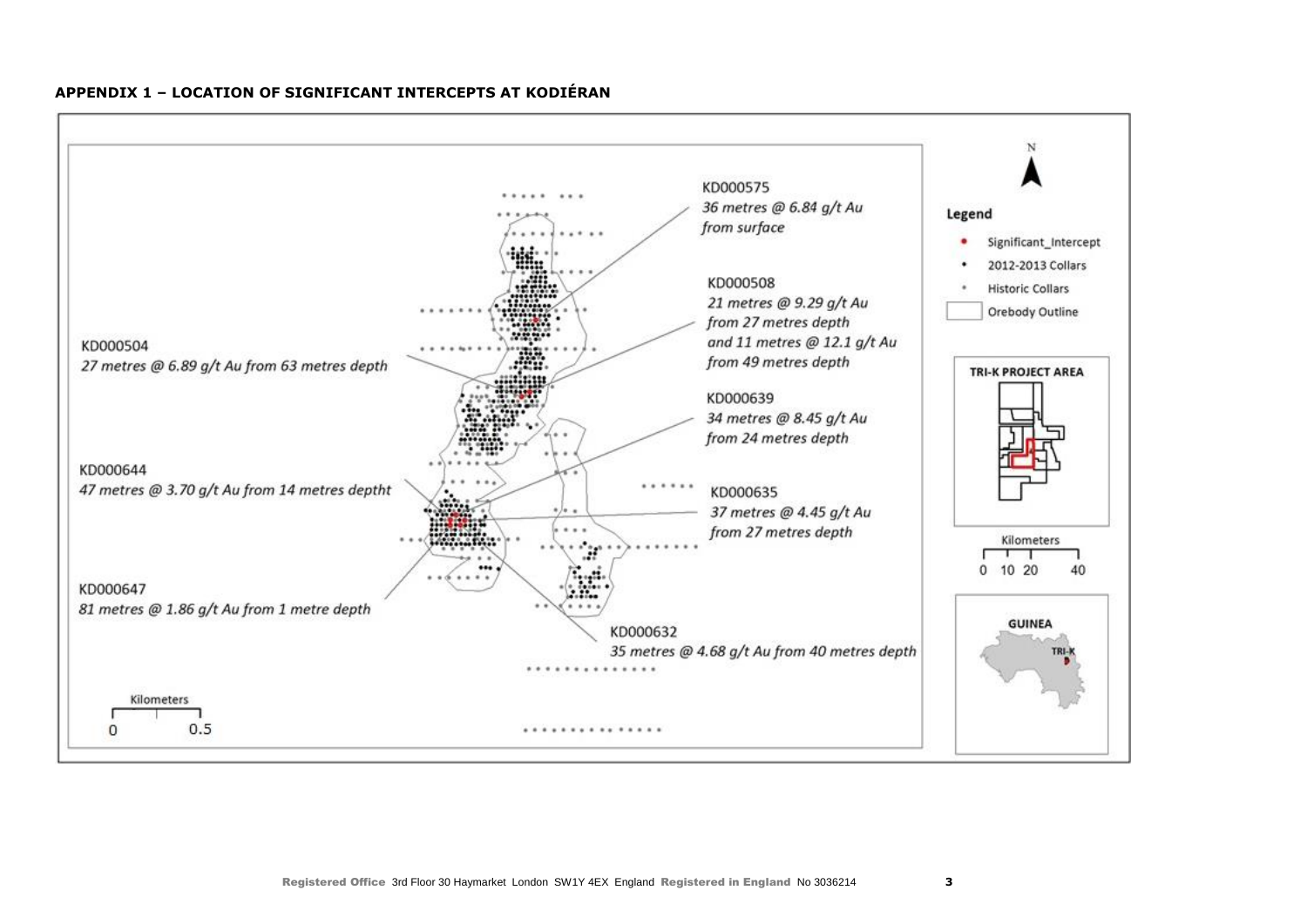**APPENDIX 1 – LOCATION OF SIGNIFICANT INTERCEPTS AT KODIÉRAN**

KD000575
*36 metres @ 6.84 g/t Au from surface*

KD000508
*21 metres @ 9.29 g/t Au from 27 metres depth and 11 metres @ 12.1 g/t Au from 49 metres depth*

KD000504
*27 metres @ 6.89 g/t Au from 63 metres depth*

KD000639
*34 metres @ 8.45 g/t Au from 24 metres depth*

KD000644
*47 metres @ 3.70 g/t Au from 14 metres deptht*

KD000635
*37 metres @ 4.45 g/t Au from 27 metres depth*

KD000647
*81 metres @ 1.86 g/t Au from 1 metre depth*

KD000632
*35 metres @ 4.68 g/t Au from 40 metres depth*

Kilometers
0 0.5

N

**Legend**

- Significant_Intercept
- 2012-2013 Collars
- Historic Collars
- Orebody Outline

**TRI-K PROJECT AREA**

Kilometers
0 10 20 40

**GUINEA**
TRI-K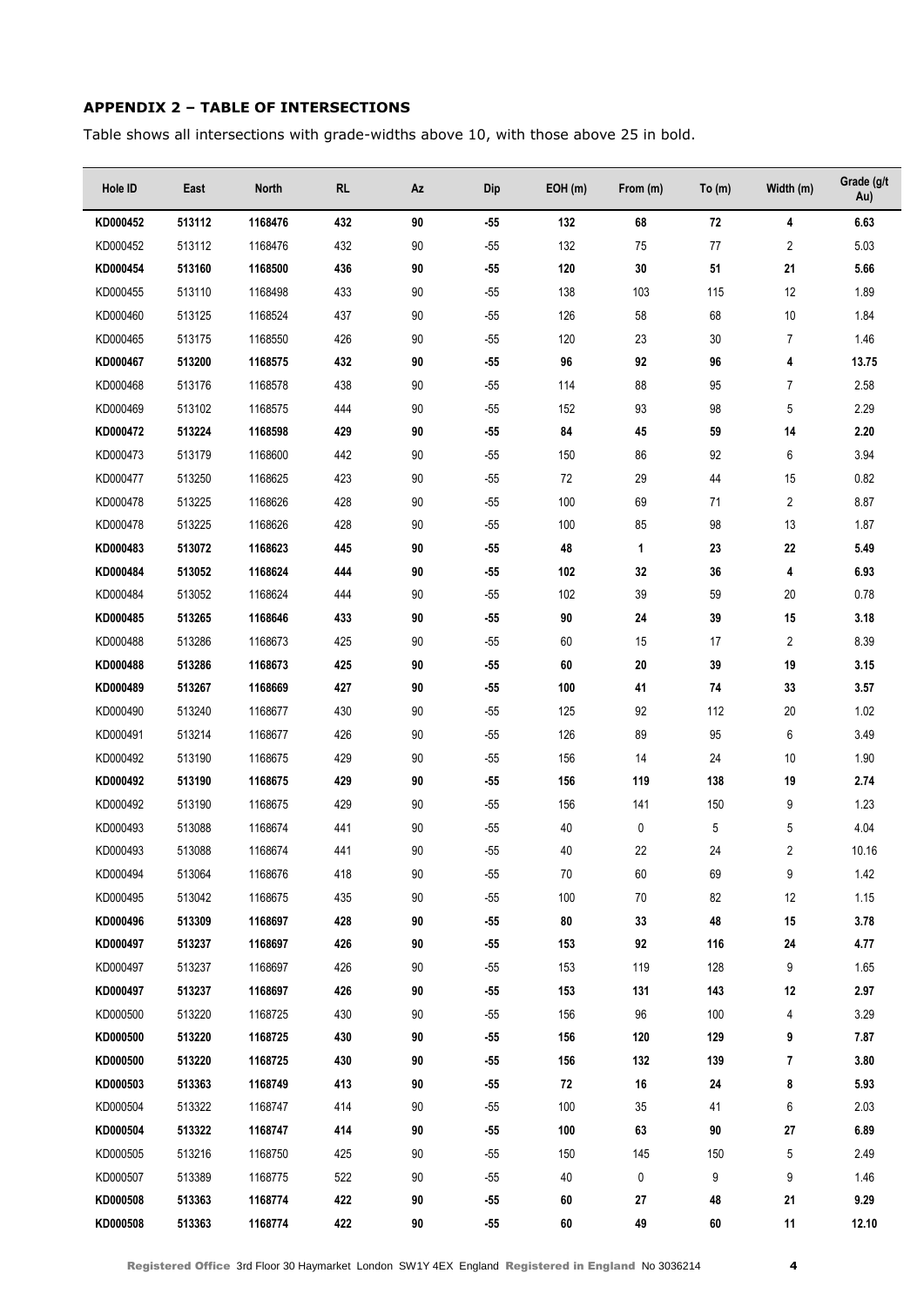### APPENDIX 2 – TABLE OF INTERSECTIONS

Table shows all intersections with grade-widths above 10, with those above 25 in bold.

| Hole ID | East | North | RL | Az | Dip | EOH (m) | From (m) | To (m) | Width (m) | Grade (g/t Au) |
|---|---|---|---|---|---|---|---|---|---|---|
| **KD000452** | **513112** | **1168476** | **432** | **90** | **-55** | **132** | **68** | **72** | **4** | **6.63** |
| KD000452 | 513112 | 1168476 | 432 | 90 | -55 | 132 | 75 | 77 | 2 | 5.03 |
| **KD000454** | **513160** | **1168500** | **436** | **90** | **-55** | **120** | **30** | **51** | **21** | **5.66** |
| KD000455 | 513110 | 1168498 | 433 | 90 | -55 | 138 | 103 | 115 | 12 | 1.89 |
| KD000460 | 513125 | 1168524 | 437 | 90 | -55 | 126 | 58 | 68 | 10 | 1.84 |
| KD000465 | 513175 | 1168550 | 426 | 90 | -55 | 120 | 23 | 30 | 7 | 1.46 |
| **KD000467** | **513200** | **1168575** | **432** | **90** | **-55** | **96** | **92** | **96** | **4** | **13.75** |
| KD000468 | 513176 | 1168578 | 438 | 90 | -55 | 114 | 88 | 95 | 7 | 2.58 |
| KD000469 | 513102 | 1168575 | 444 | 90 | -55 | 152 | 93 | 98 | 5 | 2.29 |
| **KD000472** | **513224** | **1168598** | **429** | **90** | **-55** | **84** | **45** | **59** | **14** | **2.20** |
| KD000473 | 513179 | 1168600 | 442 | 90 | -55 | 150 | 86 | 92 | 6 | 3.94 |
| KD000477 | 513250 | 1168625 | 423 | 90 | -55 | 72 | 29 | 44 | 15 | 0.82 |
| KD000478 | 513225 | 1168626 | 428 | 90 | -55 | 100 | 69 | 71 | 2 | 8.87 |
| KD000478 | 513225 | 1168626 | 428 | 90 | -55 | 100 | 85 | 98 | 13 | 1.87 |
| **KD000483** | **513072** | **1168623** | **445** | **90** | **-55** | **48** | **1** | **23** | **22** | **5.49** |
| **KD000484** | **513052** | **1168624** | **444** | **90** | **-55** | **102** | **32** | **36** | **4** | **6.93** |
| KD000484 | 513052 | 1168624 | 444 | 90 | -55 | 102 | 39 | 59 | 20 | 0.78 |
| **KD000485** | **513265** | **1168646** | **433** | **90** | **-55** | **90** | **24** | **39** | **15** | **3.18** |
| KD000488 | 513286 | 1168673 | 425 | 90 | -55 | 60 | 15 | 17 | 2 | 8.39 |
| **KD000488** | **513286** | **1168673** | **425** | **90** | **-55** | **60** | **20** | **39** | **19** | **3.15** |
| **KD000489** | **513267** | **1168669** | **427** | **90** | **-55** | **100** | **41** | **74** | **33** | **3.57** |
| KD000490 | 513240 | 1168677 | 430 | 90 | -55 | 125 | 92 | 112 | 20 | 1.02 |
| KD000491 | 513214 | 1168677 | 426 | 90 | -55 | 126 | 89 | 95 | 6 | 3.49 |
| KD000492 | 513190 | 1168675 | 429 | 90 | -55 | 156 | 14 | 24 | 10 | 1.90 |
| **KD000492** | **513190** | **1168675** | **429** | **90** | **-55** | **156** | **119** | **138** | **19** | **2.74** |
| KD000492 | 513190 | 1168675 | 429 | 90 | -55 | 156 | 141 | 150 | 9 | 1.23 |
| KD000493 | 513088 | 1168674 | 441 | 90 | -55 | 40 | 0 | 5 | 5 | 4.04 |
| KD000493 | 513088 | 1168674 | 441 | 90 | -55 | 40 | 22 | 24 | 2 | 10.16 |
| KD000494 | 513064 | 1168676 | 418 | 90 | -55 | 70 | 60 | 69 | 9 | 1.42 |
| KD000495 | 513042 | 1168675 | 435 | 90 | -55 | 100 | 70 | 82 | 12 | 1.15 |
| **KD000496** | **513309** | **1168697** | **428** | **90** | **-55** | **80** | **33** | **48** | **15** | **3.78** |
| **KD000497** | **513237** | **1168697** | **426** | **90** | **-55** | **153** | **92** | **116** | **24** | **4.77** |
| KD000497 | 513237 | 1168697 | 426 | 90 | -55 | 153 | 119 | 128 | 9 | 1.65 |
| **KD000497** | **513237** | **1168697** | **426** | **90** | **-55** | **153** | **131** | **143** | **12** | **2.97** |
| KD000500 | 513220 | 1168725 | 430 | 90 | -55 | 156 | 96 | 100 | 4 | 3.29 |
| **KD000500** | **513220** | **1168725** | **430** | **90** | **-55** | **156** | **120** | **129** | **9** | **7.87** |
| **KD000500** | **513220** | **1168725** | **430** | **90** | **-55** | **156** | **132** | **139** | **7** | **3.80** |
| **KD000503** | **513363** | **1168749** | **413** | **90** | **-55** | **72** | **16** | **24** | **8** | **5.93** |
| KD000504 | 513322 | 1168747 | 414 | 90 | -55 | 100 | 35 | 41 | 6 | 2.03 |
| **KD000504** | **513322** | **1168747** | **414** | **90** | **-55** | **100** | **63** | **90** | **27** | **6.89** |
| KD000505 | 513216 | 1168750 | 425 | 90 | -55 | 150 | 145 | 150 | 5 | 2.49 |
| KD000507 | 513389 | 1168775 | 522 | 90 | -55 | 40 | 0 | 9 | 9 | 1.46 |
| **KD000508** | **513363** | **1168774** | **422** | **90** | **-55** | **60** | **27** | **48** | **21** | **9.29** |
| **KD000508** | **513363** | **1168774** | **422** | **90** | **-55** | **60** | **49** | **60** | **11** | **12.10** |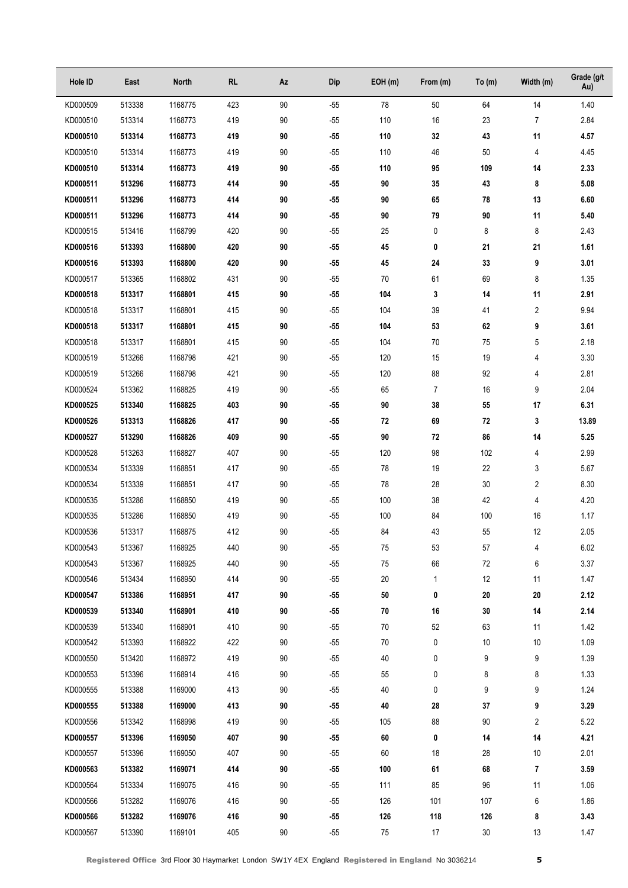| Hole ID | East | North | RL | Az | Dip | EOH (m) | From (m) | To (m) | Width (m) | Grade (g/t Au) |
|---|---|---|---|---|---|---|---|---|---|---|
| KD000509 | 513338 | 1168775 | 423 | 90 | -55 | 78 | 50 | 64 | 14 | 1.40 |
| KD000510 | 513314 | 1168773 | 419 | 90 | -55 | 110 | 16 | 23 | 7 | 2.84 |
| **KD000510** | **513314** | **1168773** | **419** | **90** | **-55** | **110** | **32** | **43** | **11** | **4.57** |
| KD000510 | 513314 | 1168773 | 419 | 90 | -55 | 110 | 46 | 50 | 4 | 4.45 |
| **KD000510** | **513314** | **1168773** | **419** | **90** | **-55** | **110** | **95** | **109** | **14** | **2.33** |
| **KD000511** | **513296** | **1168773** | **414** | **90** | **-55** | **90** | **35** | **43** | **8** | **5.08** |
| **KD000511** | **513296** | **1168773** | **414** | **90** | **-55** | **90** | **65** | **78** | **13** | **6.60** |
| **KD000511** | **513296** | **1168773** | **414** | **90** | **-55** | **90** | **79** | **90** | **11** | **5.40** |
| KD000515 | 513416 | 1168799 | 420 | 90 | -55 | 25 | 0 | 8 | 8 | 2.43 |
| **KD000516** | **513393** | **1168800** | **420** | **90** | **-55** | **45** | **0** | **21** | **21** | **1.61** |
| **KD000516** | **513393** | **1168800** | **420** | **90** | **-55** | **45** | **24** | **33** | **9** | **3.01** |
| KD000517 | 513365 | 1168802 | 431 | 90 | -55 | 70 | 61 | 69 | 8 | 1.35 |
| **KD000518** | **513317** | **1168801** | **415** | **90** | **-55** | **104** | **3** | **14** | **11** | **2.91** |
| KD000518 | 513317 | 1168801 | 415 | 90 | -55 | 104 | 39 | 41 | 2 | 9.94 |
| **KD000518** | **513317** | **1168801** | **415** | **90** | **-55** | **104** | **53** | **62** | **9** | **3.61** |
| KD000518 | 513317 | 1168801 | 415 | 90 | -55 | 104 | 70 | 75 | 5 | 2.18 |
| KD000519 | 513266 | 1168798 | 421 | 90 | -55 | 120 | 15 | 19 | 4 | 3.30 |
| KD000519 | 513266 | 1168798 | 421 | 90 | -55 | 120 | 88 | 92 | 4 | 2.81 |
| KD000524 | 513362 | 1168825 | 419 | 90 | -55 | 65 | 7 | 16 | 9 | 2.04 |
| **KD000525** | **513340** | **1168825** | **403** | **90** | **-55** | **90** | **38** | **55** | **17** | **6.31** |
| **KD000526** | **513313** | **1168826** | **417** | **90** | **-55** | **72** | **69** | **72** | **3** | **13.89** |
| **KD000527** | **513290** | **1168826** | **409** | **90** | **-55** | **90** | **72** | **86** | **14** | **5.25** |
| KD000528 | 513263 | 1168827 | 407 | 90 | -55 | 120 | 98 | 102 | 4 | 2.99 |
| KD000534 | 513339 | 1168851 | 417 | 90 | -55 | 78 | 19 | 22 | 3 | 5.67 |
| KD000534 | 513339 | 1168851 | 417 | 90 | -55 | 78 | 28 | 30 | 2 | 8.30 |
| KD000535 | 513286 | 1168850 | 419 | 90 | -55 | 100 | 38 | 42 | 4 | 4.20 |
| KD000535 | 513286 | 1168850 | 419 | 90 | -55 | 100 | 84 | 100 | 16 | 1.17 |
| KD000536 | 513317 | 1168875 | 412 | 90 | -55 | 84 | 43 | 55 | 12 | 2.05 |
| KD000543 | 513367 | 1168925 | 440 | 90 | -55 | 75 | 53 | 57 | 4 | 6.02 |
| KD000543 | 513367 | 1168925 | 440 | 90 | -55 | 75 | 66 | 72 | 6 | 3.37 |
| KD000546 | 513434 | 1168950 | 414 | 90 | -55 | 20 | 1 | 12 | 11 | 1.47 |
| **KD000547** | **513386** | **1168951** | **417** | **90** | **-55** | **50** | **0** | **20** | **20** | **2.12** |
| **KD000539** | **513340** | **1168901** | **410** | **90** | **-55** | **70** | **16** | **30** | **14** | **2.14** |
| KD000539 | 513340 | 1168901 | 410 | 90 | -55 | 70 | 52 | 63 | 11 | 1.42 |
| KD000542 | 513393 | 1168922 | 422 | 90 | -55 | 70 | 0 | 10 | 10 | 1.09 |
| KD000550 | 513420 | 1168972 | 419 | 90 | -55 | 40 | 0 | 9 | 9 | 1.39 |
| KD000553 | 513396 | 1168914 | 416 | 90 | -55 | 55 | 0 | 8 | 8 | 1.33 |
| KD000555 | 513388 | 1169000 | 413 | 90 | -55 | 40 | 0 | 9 | 9 | 1.24 |
| **KD000555** | **513388** | **1169000** | **413** | **90** | **-55** | **40** | **28** | **37** | **9** | **3.29** |
| KD000556 | 513342 | 1168998 | 419 | 90 | -55 | 105 | 88 | 90 | 2 | 5.22 |
| **KD000557** | **513396** | **1169050** | **407** | **90** | **-55** | **60** | **0** | **14** | **14** | **4.21** |
| KD000557 | 513396 | 1169050 | 407 | 90 | -55 | 60 | 18 | 28 | 10 | 2.01 |
| **KD000563** | **513382** | **1169071** | **414** | **90** | **-55** | **100** | **61** | **68** | **7** | **3.59** |
| KD000564 | 513334 | 1169075 | 416 | 90 | -55 | 111 | 85 | 96 | 11 | 1.06 |
| KD000566 | 513282 | 1169076 | 416 | 90 | -55 | 126 | 101 | 107 | 6 | 1.86 |
| **KD000566** | **513282** | **1169076** | **416** | **90** | **-55** | **126** | **118** | **126** | **8** | **3.43** |
| KD000567 | 513390 | 1169101 | 405 | 90 | -55 | 75 | 17 | 30 | 13 | 1.47 |

Registered Office 3rd Floor 30 Haymarket London SW1Y 4EX England Registered in England No 3036214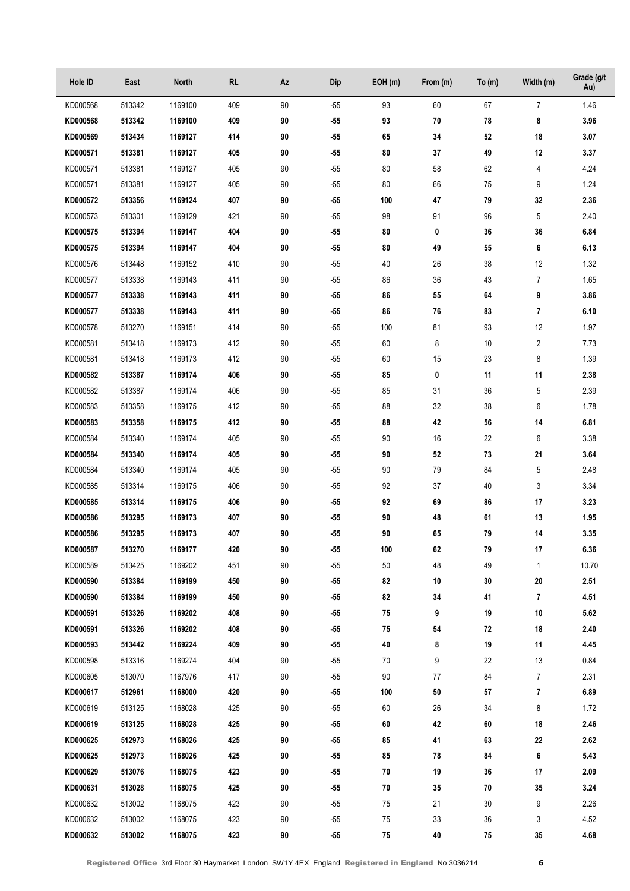| Hole ID | East | North | RL | Az | Dip | EOH (m) | From (m) | To (m) | Width (m) | Grade (g/t Au) |
|---|---|---|---|---|---|---|---|---|---|---|
| KD000568 | 513342 | 1169100 | 409 | 90 | -55 | 93 | 60 | 67 | 7 | 1.46 |
| **KD000568** | **513342** | **1169100** | **409** | **90** | **-55** | **93** | **70** | **78** | **8** | **3.96** |
| **KD000569** | **513434** | **1169127** | **414** | **90** | **-55** | **65** | **34** | **52** | **18** | **3.07** |
| **KD000571** | **513381** | **1169127** | **405** | **90** | **-55** | **80** | **37** | **49** | **12** | **3.37** |
| KD000571 | 513381 | 1169127 | 405 | 90 | -55 | 80 | 58 | 62 | 4 | 4.24 |
| KD000571 | 513381 | 1169127 | 405 | 90 | -55 | 80 | 66 | 75 | 9 | 1.24 |
| **KD000572** | **513356** | **1169124** | **407** | **90** | **-55** | **100** | **47** | **79** | **32** | **2.36** |
| KD000573 | 513301 | 1169129 | 421 | 90 | -55 | 98 | 91 | 96 | 5 | 2.40 |
| **KD000575** | **513394** | **1169147** | **404** | **90** | **-55** | **80** | **0** | **36** | **36** | **6.84** |
| **KD000575** | **513394** | **1169147** | **404** | **90** | **-55** | **80** | **49** | **55** | **6** | **6.13** |
| KD000576 | 513448 | 1169152 | 410 | 90 | -55 | 40 | 26 | 38 | 12 | 1.32 |
| KD000577 | 513338 | 1169143 | 411 | 90 | -55 | 86 | 36 | 43 | 7 | 1.65 |
| **KD000577** | **513338** | **1169143** | **411** | **90** | **-55** | **86** | **55** | **64** | **9** | **3.86** |
| **KD000577** | **513338** | **1169143** | **411** | **90** | **-55** | **86** | **76** | **83** | **7** | **6.10** |
| KD000578 | 513270 | 1169151 | 414 | 90 | -55 | 100 | 81 | 93 | 12 | 1.97 |
| KD000581 | 513418 | 1169173 | 412 | 90 | -55 | 60 | 8 | 10 | 2 | 7.73 |
| KD000581 | 513418 | 1169173 | 412 | 90 | -55 | 60 | 15 | 23 | 8 | 1.39 |
| **KD000582** | **513387** | **1169174** | **406** | **90** | **-55** | **85** | **0** | **11** | **11** | **2.38** |
| KD000582 | 513387 | 1169174 | 406 | 90 | -55 | 85 | 31 | 36 | 5 | 2.39 |
| KD000583 | 513358 | 1169175 | 412 | 90 | -55 | 88 | 32 | 38 | 6 | 1.78 |
| **KD000583** | **513358** | **1169175** | **412** | **90** | **-55** | **88** | **42** | **56** | **14** | **6.81** |
| KD000584 | 513340 | 1169174 | 405 | 90 | -55 | 90 | 16 | 22 | 6 | 3.38 |
| **KD000584** | **513340** | **1169174** | **405** | **90** | **-55** | **90** | **52** | **73** | **21** | **3.64** |
| KD000584 | 513340 | 1169174 | 405 | 90 | -55 | 90 | 79 | 84 | 5 | 2.48 |
| KD000585 | 513314 | 1169175 | 406 | 90 | -55 | 92 | 37 | 40 | 3 | 3.34 |
| **KD000585** | **513314** | **1169175** | **406** | **90** | **-55** | **92** | **69** | **86** | **17** | **3.23** |
| **KD000586** | **513295** | **1169173** | **407** | **90** | **-55** | **90** | **48** | **61** | **13** | **1.95** |
| **KD000586** | **513295** | **1169173** | **407** | **90** | **-55** | **90** | **65** | **79** | **14** | **3.35** |
| **KD000587** | **513270** | **1169177** | **420** | **90** | **-55** | **100** | **62** | **79** | **17** | **6.36** |
| KD000589 | 513425 | 1169202 | 451 | 90 | -55 | 50 | 48 | 49 | 1 | 10.70 |
| **KD000590** | **513384** | **1169199** | **450** | **90** | **-55** | **82** | **10** | **30** | **20** | **2.51** |
| **KD000590** | **513384** | **1169199** | **450** | **90** | **-55** | **82** | **34** | **41** | **7** | **4.51** |
| **KD000591** | **513326** | **1169202** | **408** | **90** | **-55** | **75** | **9** | **19** | **10** | **5.62** |
| **KD000591** | **513326** | **1169202** | **408** | **90** | **-55** | **75** | **54** | **72** | **18** | **2.40** |
| **KD000593** | **513442** | **1169224** | **409** | **90** | **-55** | **40** | **8** | **19** | **11** | **4.45** |
| KD000598 | 513316 | 1169274 | 404 | 90 | -55 | 70 | 9 | 22 | 13 | 0.84 |
| KD000605 | 513070 | 1167976 | 417 | 90 | -55 | 90 | 77 | 84 | 7 | 2.31 |
| **KD000617** | **512961** | **1168000** | **420** | **90** | **-55** | **100** | **50** | **57** | **7** | **6.89** |
| KD000619 | 513125 | 1168028 | 425 | 90 | -55 | 60 | 26 | 34 | 8 | 1.72 |
| **KD000619** | **513125** | **1168028** | **425** | **90** | **-55** | **60** | **42** | **60** | **18** | **2.46** |
| **KD000625** | **512973** | **1168026** | **425** | **90** | **-55** | **85** | **41** | **63** | **22** | **2.62** |
| **KD000625** | **512973** | **1168026** | **425** | **90** | **-55** | **85** | **78** | **84** | **6** | **5.43** |
| **KD000629** | **513076** | **1168075** | **423** | **90** | **-55** | **70** | **19** | **36** | **17** | **2.09** |
| **KD000631** | **513028** | **1168075** | **425** | **90** | **-55** | **70** | **35** | **70** | **35** | **3.24** |
| KD000632 | 513002 | 1168075 | 423 | 90 | -55 | 75 | 21 | 30 | 9 | 2.26 |
| KD000632 | 513002 | 1168075 | 423 | 90 | -55 | 75 | 33 | 36 | 3 | 4.52 |
| **KD000632** | **513002** | **1168075** | **423** | **90** | **-55** | **75** | **40** | **75** | **35** | **4.68** |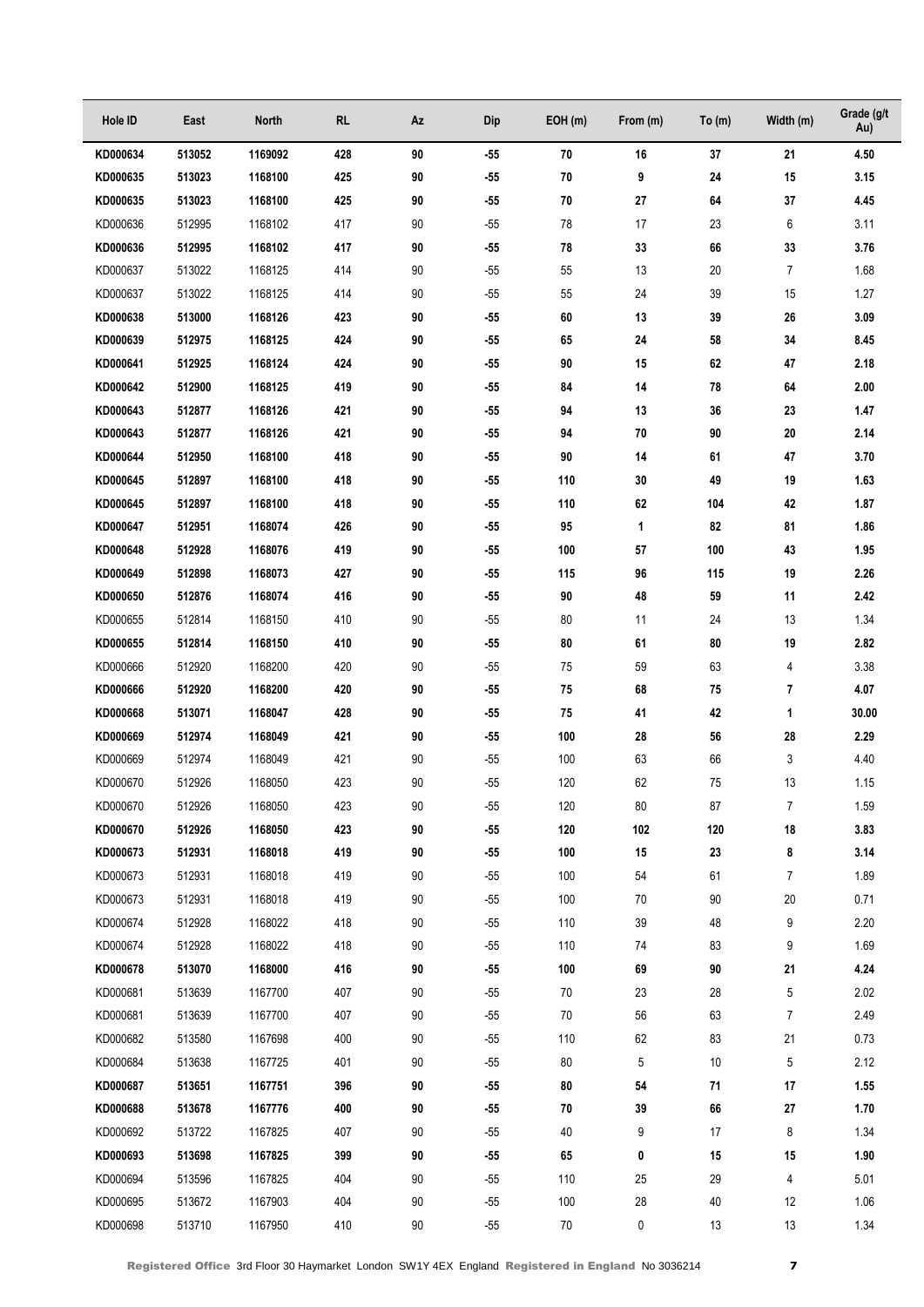| Hole ID | East | North | RL | Az | Dip | EOH (m) | From (m) | To (m) | Width (m) | Grade (g/t Au) |
|---|---|---|---|---|---|---|---|---|---|---|
| **KD000634** | **513052** | **1169092** | **428** | **90** | **-55** | **70** | **16** | **37** | **21** | **4.50** |
| **KD000635** | **513023** | **1168100** | **425** | **90** | **-55** | **70** | **9** | **24** | **15** | **3.15** |
| **KD000635** | **513023** | **1168100** | **425** | **90** | **-55** | **70** | **27** | **64** | **37** | **4.45** |
| KD000636 | 512995 | 1168102 | 417 | 90 | -55 | 78 | 17 | 23 | 6 | 3.11 |
| **KD000636** | **512995** | **1168102** | **417** | **90** | **-55** | **78** | **33** | **66** | **33** | **3.76** |
| KD000637 | 513022 | 1168125 | 414 | 90 | -55 | 55 | 13 | 20 | 7 | 1.68 |
| KD000637 | 513022 | 1168125 | 414 | 90 | -55 | 55 | 24 | 39 | 15 | 1.27 |
| **KD000638** | **513000** | **1168126** | **423** | **90** | **-55** | **60** | **13** | **39** | **26** | **3.09** |
| **KD000639** | **512975** | **1168125** | **424** | **90** | **-55** | **65** | **24** | **58** | **34** | **8.45** |
| **KD000641** | **512925** | **1168124** | **424** | **90** | **-55** | **90** | **15** | **62** | **47** | **2.18** |
| **KD000642** | **512900** | **1168125** | **419** | **90** | **-55** | **84** | **14** | **78** | **64** | **2.00** |
| **KD000643** | **512877** | **1168126** | **421** | **90** | **-55** | **94** | **13** | **36** | **23** | **1.47** |
| **KD000643** | **512877** | **1168126** | **421** | **90** | **-55** | **94** | **70** | **90** | **20** | **2.14** |
| **KD000644** | **512950** | **1168100** | **418** | **90** | **-55** | **90** | **14** | **61** | **47** | **3.70** |
| **KD000645** | **512897** | **1168100** | **418** | **90** | **-55** | **110** | **30** | **49** | **19** | **1.63** |
| **KD000645** | **512897** | **1168100** | **418** | **90** | **-55** | **110** | **62** | **104** | **42** | **1.87** |
| **KD000647** | **512951** | **1168074** | **426** | **90** | **-55** | **95** | **1** | **82** | **81** | **1.86** |
| **KD000648** | **512928** | **1168076** | **419** | **90** | **-55** | **100** | **57** | **100** | **43** | **1.95** |
| **KD000649** | **512898** | **1168073** | **427** | **90** | **-55** | **115** | **96** | **115** | **19** | **2.26** |
| **KD000650** | **512876** | **1168074** | **416** | **90** | **-55** | **90** | **48** | **59** | **11** | **2.42** |
| KD000655 | 512814 | 1168150 | 410 | 90 | -55 | 80 | 11 | 24 | 13 | 1.34 |
| **KD000655** | **512814** | **1168150** | **410** | **90** | **-55** | **80** | **61** | **80** | **19** | **2.82** |
| KD000666 | 512920 | 1168200 | 420 | 90 | -55 | 75 | 59 | 63 | 4 | 3.38 |
| **KD000666** | **512920** | **1168200** | **420** | **90** | **-55** | **75** | **68** | **75** | **7** | **4.07** |
| **KD000668** | **513071** | **1168047** | **428** | **90** | **-55** | **75** | **41** | **42** | **1** | **30.00** |
| **KD000669** | **512974** | **1168049** | **421** | **90** | **-55** | **100** | **28** | **56** | **28** | **2.29** |
| KD000669 | 512974 | 1168049 | 421 | 90 | -55 | 100 | 63 | 66 | 3 | 4.40 |
| KD000670 | 512926 | 1168050 | 423 | 90 | -55 | 120 | 62 | 75 | 13 | 1.15 |
| KD000670 | 512926 | 1168050 | 423 | 90 | -55 | 120 | 80 | 87 | 7 | 1.59 |
| **KD000670** | **512926** | **1168050** | **423** | **90** | **-55** | **120** | **102** | **120** | **18** | **3.83** |
| **KD000673** | **512931** | **1168018** | **419** | **90** | **-55** | **100** | **15** | **23** | **8** | **3.14** |
| KD000673 | 512931 | 1168018 | 419 | 90 | -55 | 100 | 54 | 61 | 7 | 1.89 |
| KD000673 | 512931 | 1168018 | 419 | 90 | -55 | 100 | 70 | 90 | 20 | 0.71 |
| KD000674 | 512928 | 1168022 | 418 | 90 | -55 | 110 | 39 | 48 | 9 | 2.20 |
| KD000674 | 512928 | 1168022 | 418 | 90 | -55 | 110 | 74 | 83 | 9 | 1.69 |
| **KD000678** | **513070** | **1168000** | **416** | **90** | **-55** | **100** | **69** | **90** | **21** | **4.24** |
| KD000681 | 513639 | 1167700 | 407 | 90 | -55 | 70 | 23 | 28 | 5 | 2.02 |
| KD000681 | 513639 | 1167700 | 407 | 90 | -55 | 70 | 56 | 63 | 7 | 2.49 |
| KD000682 | 513580 | 1167698 | 400 | 90 | -55 | 110 | 62 | 83 | 21 | 0.73 |
| KD000684 | 513638 | 1167725 | 401 | 90 | -55 | 80 | 5 | 10 | 5 | 2.12 |
| **KD000687** | **513651** | **1167751** | **396** | **90** | **-55** | **80** | **54** | **71** | **17** | **1.55** |
| **KD000688** | **513678** | **1167776** | **400** | **90** | **-55** | **70** | **39** | **66** | **27** | **1.70** |
| KD000692 | 513722 | 1167825 | 407 | 90 | -55 | 40 | 9 | 17 | 8 | 1.34 |
| **KD000693** | **513698** | **1167825** | **399** | **90** | **-55** | **65** | **0** | **15** | **15** | **1.90** |
| KD000694 | 513596 | 1167825 | 404 | 90 | -55 | 110 | 25 | 29 | 4 | 5.01 |
| KD000695 | 513672 | 1167903 | 404 | 90 | -55 | 100 | 28 | 40 | 12 | 1.06 |
| KD000698 | 513710 | 1167950 | 410 | 90 | -55 | 70 | 0 | 13 | 13 | 1.34 |

**Registered Office** 3rd Floor 30 Haymarket London SW1Y 4EX England **Registered in England** No 3036214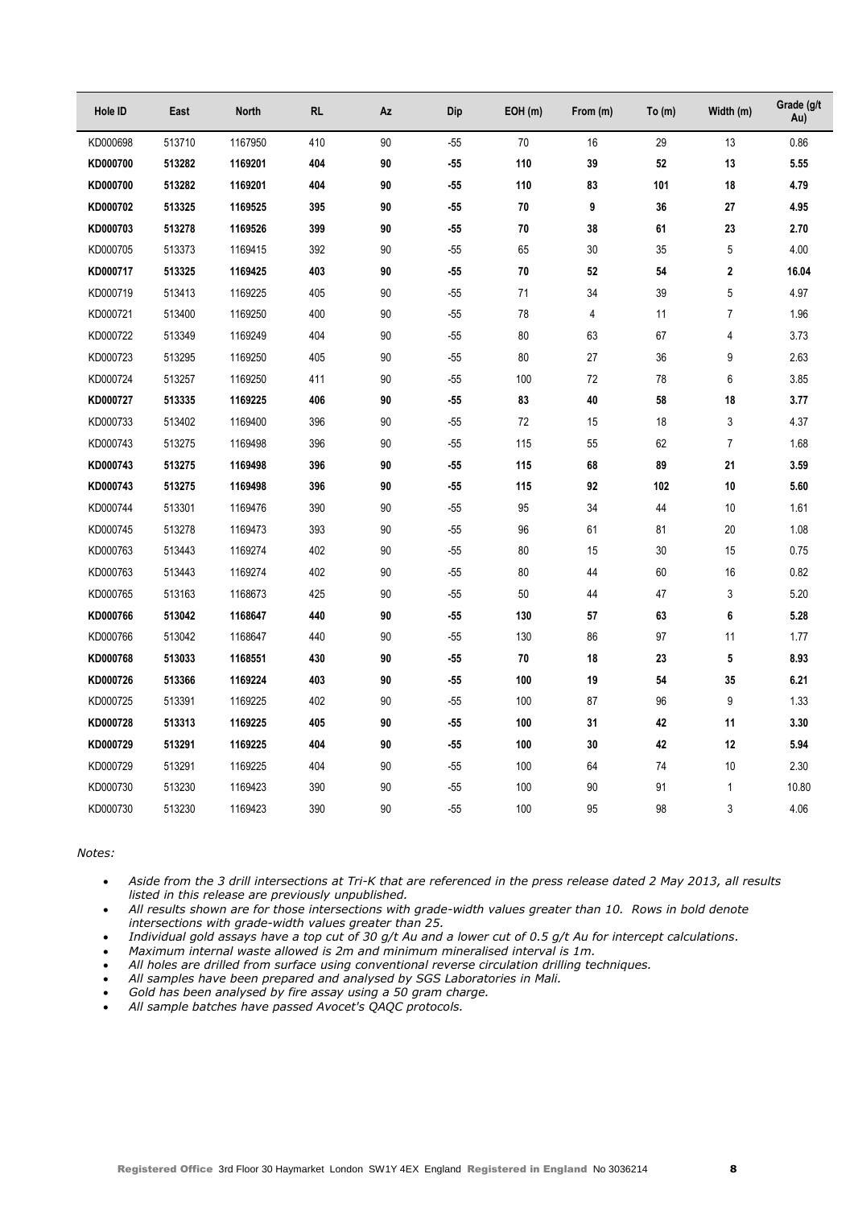| Hole ID | East | North | RL | Az | Dip | EOH (m) | From (m) | To (m) | Width (m) | Grade (g/t Au) |
|---|---|---|---|---|---|---|---|---|---|---|
| KD000698 | 513710 | 1167950 | 410 | 90 | -55 | 70 | 16 | 29 | 13 | 0.86 |
| **KD000700** | **513282** | **1169201** | **404** | **90** | **-55** | **110** | **39** | **52** | **13** | **5.55** |
| **KD000700** | **513282** | **1169201** | **404** | **90** | **-55** | **110** | **83** | **101** | **18** | **4.79** |
| **KD000702** | **513325** | **1169525** | **395** | **90** | **-55** | **70** | **9** | **36** | **27** | **4.95** |
| **KD000703** | **513278** | **1169526** | **399** | **90** | **-55** | **70** | **38** | **61** | **23** | **2.70** |
| KD000705 | 513373 | 1169415 | 392 | 90 | -55 | 65 | 30 | 35 | 5 | 4.00 |
| **KD000717** | **513325** | **1169425** | **403** | **90** | **-55** | **70** | **52** | **54** | **2** | **16.04** |
| KD000719 | 513413 | 1169225 | 405 | 90 | -55 | 71 | 34 | 39 | 5 | 4.97 |
| KD000721 | 513400 | 1169250 | 400 | 90 | -55 | 78 | 4 | 11 | 7 | 1.96 |
| KD000722 | 513349 | 1169249 | 404 | 90 | -55 | 80 | 63 | 67 | 4 | 3.73 |
| KD000723 | 513295 | 1169250 | 405 | 90 | -55 | 80 | 27 | 36 | 9 | 2.63 |
| KD000724 | 513257 | 1169250 | 411 | 90 | -55 | 100 | 72 | 78 | 6 | 3.85 |
| **KD000727** | **513335** | **1169225** | **406** | **90** | **-55** | **83** | **40** | **58** | **18** | **3.77** |
| KD000733 | 513402 | 1169400 | 396 | 90 | -55 | 72 | 15 | 18 | 3 | 4.37 |
| KD000743 | 513275 | 1169498 | 396 | 90 | -55 | 115 | 55 | 62 | 7 | 1.68 |
| **KD000743** | **513275** | **1169498** | **396** | **90** | **-55** | **115** | **68** | **89** | **21** | **3.59** |
| **KD000743** | **513275** | **1169498** | **396** | **90** | **-55** | **115** | **92** | **102** | **10** | **5.60** |
| KD000744 | 513301 | 1169476 | 390 | 90 | -55 | 95 | 34 | 44 | 10 | 1.61 |
| KD000745 | 513278 | 1169473 | 393 | 90 | -55 | 96 | 61 | 81 | 20 | 1.08 |
| KD000763 | 513443 | 1169274 | 402 | 90 | -55 | 80 | 15 | 30 | 15 | 0.75 |
| KD000763 | 513443 | 1169274 | 402 | 90 | -55 | 80 | 44 | 60 | 16 | 0.82 |
| KD000765 | 513163 | 1168673 | 425 | 90 | -55 | 50 | 44 | 47 | 3 | 5.20 |
| **KD000766** | **513042** | **1168647** | **440** | **90** | **-55** | **130** | **57** | **63** | **6** | **5.28** |
| KD000766 | 513042 | 1168647 | 440 | 90 | -55 | 130 | 86 | 97 | 11 | 1.77 |
| **KD000768** | **513033** | **1168551** | **430** | **90** | **-55** | **70** | **18** | **23** | **5** | **8.93** |
| **KD000726** | **513366** | **1169224** | **403** | **90** | **-55** | **100** | **19** | **54** | **35** | **6.21** |
| KD000725 | 513391 | 1169225 | 402 | 90 | -55 | 100 | 87 | 96 | 9 | 1.33 |
| **KD000728** | **513313** | **1169225** | **405** | **90** | **-55** | **100** | **31** | **42** | **11** | **3.30** |
| **KD000729** | **513291** | **1169225** | **404** | **90** | **-55** | **100** | **30** | **42** | **12** | **5.94** |
| KD000729 | 513291 | 1169225 | 404 | 90 | -55 | 100 | 64 | 74 | 10 | 2.30 |
| KD000730 | 513230 | 1169423 | 390 | 90 | -55 | 100 | 90 | 91 | 1 | 10.80 |
| KD000730 | 513230 | 1169423 | 390 | 90 | -55 | 100 | 95 | 98 | 3 | 4.06 |

*Notes:*

- *Aside from the 3 drill intersections at Tri-K that are referenced in the press release dated 2 May 2013, all results listed in this release are previously unpublished.*
- *All results shown are for those intersections with grade-width values greater than 10. Rows in bold denote intersections with grade-width values greater than 25.*
- *Individual gold assays have a top cut of 30 g/t Au and a lower cut of 0.5 g/t Au for intercept calculations.*
- *Maximum internal waste allowed is 2m and minimum mineralised interval is 1m.*
- *All holes are drilled from surface using conventional reverse circulation drilling techniques.*
- *All samples have been prepared and analysed by SGS Laboratories in Mali.*
- *Gold has been analysed by fire assay using a 50 gram charge.*
- *All sample batches have passed Avocet's QAQC protocols.*